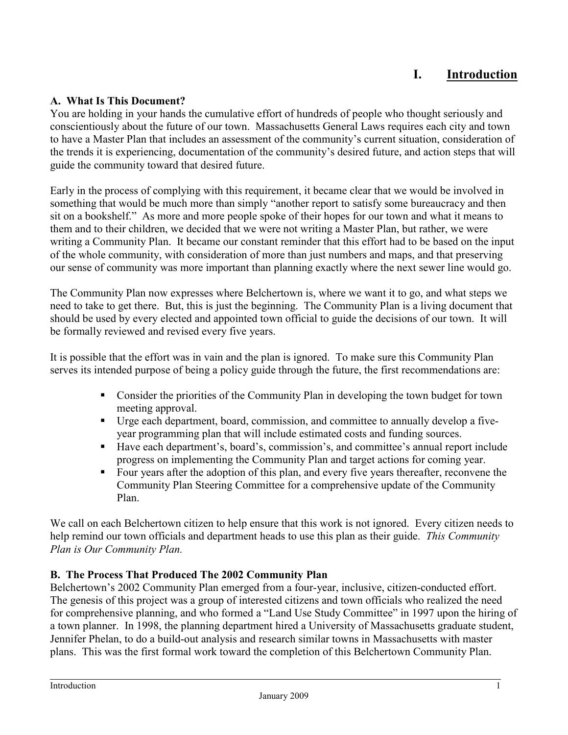# I. Introduction

## A. What Is This Document?

You are holding in your hands the cumulative effort of hundreds of people who thought seriously and conscientiously about the future of our town. Massachusetts General Laws requires each city and town to have a Master Plan that includes an assessment of the community's current situation, consideration of the trends it is experiencing, documentation of the community's desired future, and action steps that will guide the community toward that desired future.

Early in the process of complying with this requirement, it became clear that we would be involved in something that would be much more than simply "another report to satisfy some bureaucracy and then sit on a bookshelf." As more and more people spoke of their hopes for our town and what it means to them and to their children, we decided that we were not writing a Master Plan, but rather, we were writing a Community Plan. It became our constant reminder that this effort had to be based on the input of the whole community, with consideration of more than just numbers and maps, and that preserving our sense of community was more important than planning exactly where the next sewer line would go.

The Community Plan now expresses where Belchertown is, where we want it to go, and what steps we need to take to get there. But, this is just the beginning. The Community Plan is a living document that should be used by every elected and appointed town official to guide the decisions of our town. It will be formally reviewed and revised every five years.

It is possible that the effort was in vain and the plan is ignored. To make sure this Community Plan serves its intended purpose of being a policy guide through the future, the first recommendations are:

- Consider the priorities of the Community Plan in developing the town budget for town meeting approval.
- Urge each department, board, commission, and committee to annually develop a five-year programming plan that will include estimated costs and funding sources.
- Have each department's, board's, commission's, and committee's annual report include progress on implementing the Community Plan and target actions for coming year.
- Four years after the adoption of this plan, and every five years thereafter, reconvene the Community Plan Steering Committee for a comprehensive update of the Community Plan.

We call on each Belchertown citizen to help ensure that this work is not ignored. Every citizen needs to help remind our town officials and department heads to use this plan as their guide. *This Community Plan is Our Community Plan.*

## B. The Process That Produced The 2002 Community Plan

Belchertown's 2002 Community Plan emerged from a four-year, inclusive, citizen-conducted effort. The genesis of this project was a group of interested citizens and town officials who realized the need for comprehensive planning, and who formed a "Land Use Study Committee" in 1997 upon the hiring of a town planner. In 1998, the planning department hired a University of Massachusetts graduate student, Jennifer Phelan, to do a build-out analysis and research similar towns in Massachusetts with master plans. This was the first formal work toward the completion of this Belchertown Community Plan.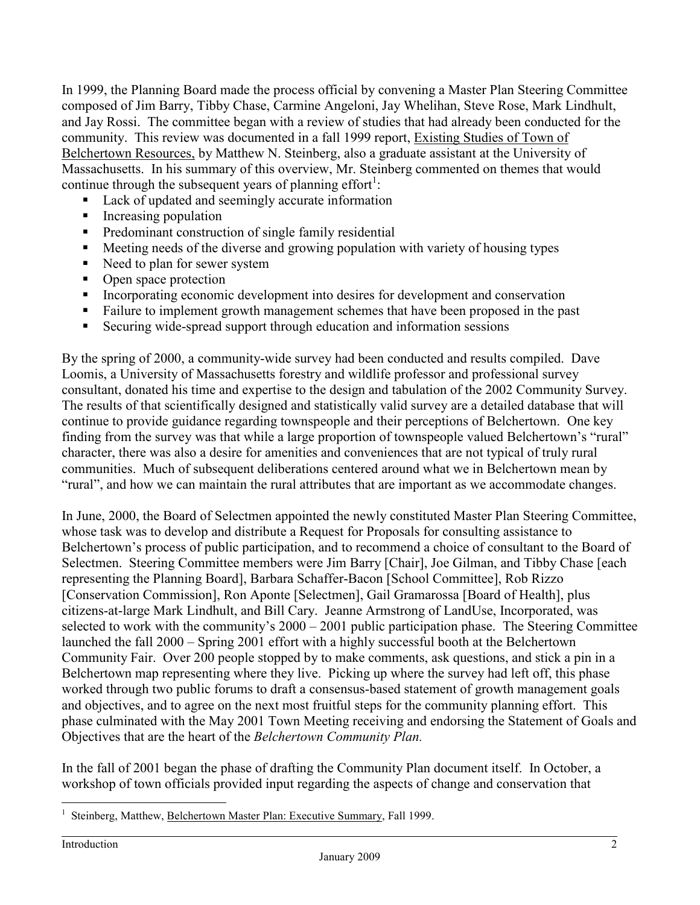In 1999, the Planning Board made the process official by convening a Master Plan Steering Committee composed of Jim Barry, Tibby Chase, Carmine Angeloni, Jay Whelihan, Steve Rose, Mark Lindhult, and Jay Rossi. The committee began with a review of studies that had already been conducted for the community. This review was documented in a fall 1999 report, Existing Studies of Town of Belchertown Resources, by Matthew N. Steinberg, also a graduate assistant at the University of Massachusetts. In his summary of this overview, Mr. Steinberg commented on themes that would continue through the subsequent years of planning effort[1]:

- Lack of updated and seemingly accurate information
- Increasing population
- Predominant construction of single family residential
- Meeting needs of the diverse and growing population with variety of housing types
- Need to plan for sewer system
- Open space protection
- Incorporating economic development into desires for development and conservation
- Failure to implement growth management schemes that have been proposed in the past
- Securing wide-spread support through education and information sessions

By the spring of 2000, a community-wide survey had been conducted and results compiled. Dave Loomis, a University of Massachusetts forestry and wildlife professor and professional survey consultant, donated his time and expertise to the design and tabulation of the 2002 Community Survey. The results of that scientifically designed and statistically valid survey are a detailed database that will continue to provide guidance regarding townspeople and their perceptions of Belchertown. One key finding from the survey was that while a large proportion of townspeople valued Belchertown's "rural" character, there was also a desire for amenities and conveniences that are not typical of truly rural communities. Much of subsequent deliberations centered around what we in Belchertown mean by "rural", and how we can maintain the rural attributes that are important as we accommodate changes.

In June, 2000, the Board of Selectmen appointed the newly constituted Master Plan Steering Committee, whose task was to develop and distribute a Request for Proposals for consulting assistance to Belchertown's process of public participation, and to recommend a choice of consultant to the Board of Selectmen. Steering Committee members were Jim Barry [Chair], Joe Gilman, and Tibby Chase [each representing the Planning Board], Barbara Schaffer-Bacon [School Committee], Rob Rizzo [Conservation Commission], Ron Aponte [Selectmen], Gail Gramarossa [Board of Health], plus citizens-at-large Mark Lindhult, and Bill Cary. Jeanne Armstrong of LandUse, Incorporated, was selected to work with the community's 2000 – 2001 public participation phase. The Steering Committee launched the fall 2000 – Spring 2001 effort with a highly successful booth at the Belchertown Community Fair. Over 200 people stopped by to make comments, ask questions, and stick a pin in a Belchertown map representing where they live. Picking up where the survey had left off, this phase worked through two public forums to draft a consensus-based statement of growth management goals and objectives, and to agree on the next most fruitful steps for the community planning effort. This phase culminated with the May 2001 Town Meeting receiving and endorsing the Statement of Goals and Objectives that are the heart of the *Belchertown Community Plan.*

In the fall of 2001 began the phase of drafting the Community Plan document itself. In October, a workshop of town officials provided input regarding the aspects of change and conservation that

---

[1] Steinberg, Matthew, Belchertown Master Plan: Executive Summary, Fall 1999.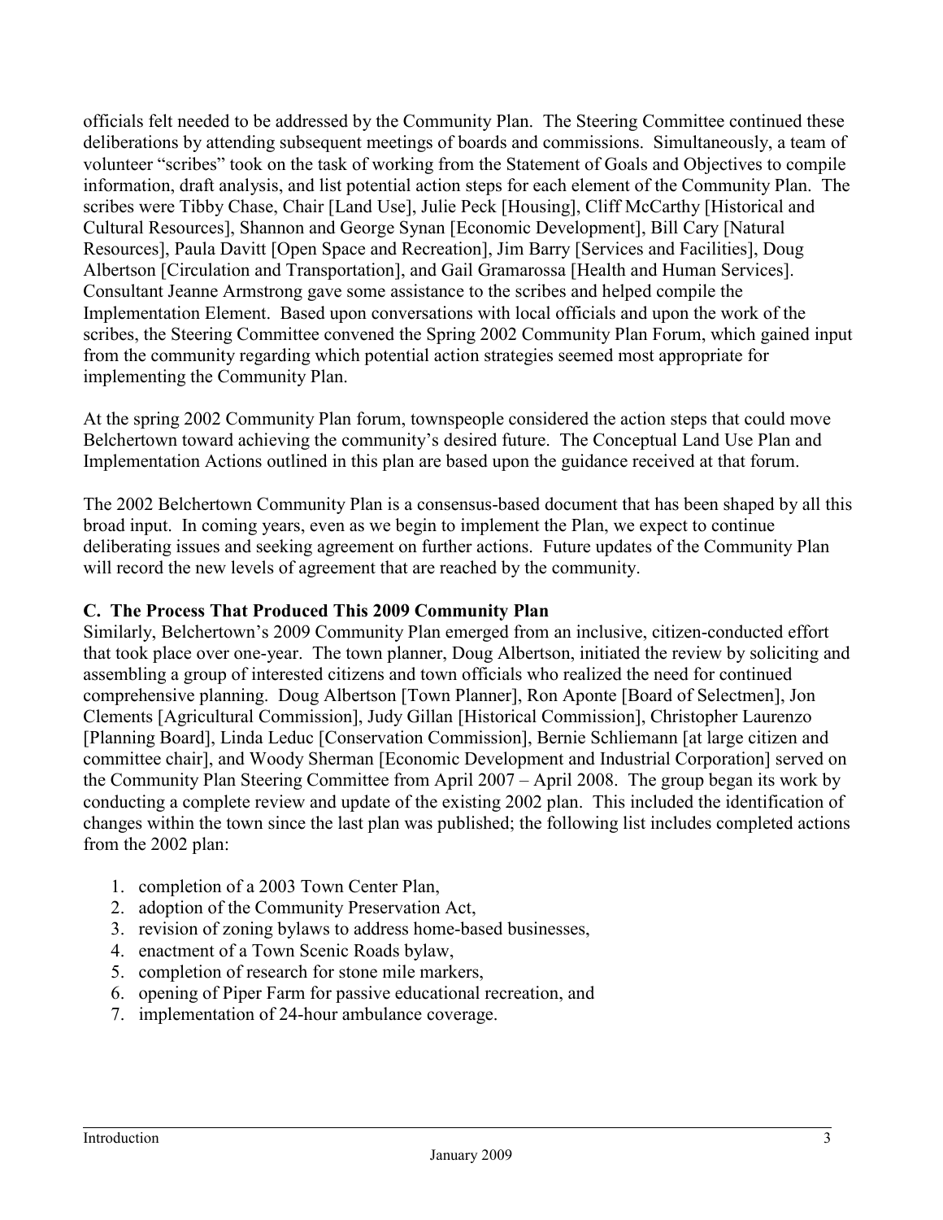officials felt needed to be addressed by the Community Plan. The Steering Committee continued these deliberations by attending subsequent meetings of boards and commissions. Simultaneously, a team of volunteer "scribes" took on the task of working from the Statement of Goals and Objectives to compile information, draft analysis, and list potential action steps for each element of the Community Plan. The scribes were Tibby Chase, Chair [Land Use], Julie Peck [Housing], Cliff McCarthy [Historical and Cultural Resources], Shannon and George Synan [Economic Development], Bill Cary [Natural Resources], Paula Davitt [Open Space and Recreation], Jim Barry [Services and Facilities], Doug Albertson [Circulation and Transportation], and Gail Gramarossa [Health and Human Services]. Consultant Jeanne Armstrong gave some assistance to the scribes and helped compile the Implementation Element. Based upon conversations with local officials and upon the work of the scribes, the Steering Committee convened the Spring 2002 Community Plan Forum, which gained input from the community regarding which potential action strategies seemed most appropriate for implementing the Community Plan.

At the spring 2002 Community Plan forum, townspeople considered the action steps that could move Belchertown toward achieving the community's desired future. The Conceptual Land Use Plan and Implementation Actions outlined in this plan are based upon the guidance received at that forum.

The 2002 Belchertown Community Plan is a consensus-based document that has been shaped by all this broad input. In coming years, even as we begin to implement the Plan, we expect to continue deliberating issues and seeking agreement on further actions. Future updates of the Community Plan will record the new levels of agreement that are reached by the community.

### C. The Process That Produced This 2009 Community Plan

Similarly, Belchertown's 2009 Community Plan emerged from an inclusive, citizen-conducted effort that took place over one-year. The town planner, Doug Albertson, initiated the review by soliciting and assembling a group of interested citizens and town officials who realized the need for continued comprehensive planning. Doug Albertson [Town Planner], Ron Aponte [Board of Selectmen], Jon Clements [Agricultural Commission], Judy Gillan [Historical Commission], Christopher Laurenzo [Planning Board], Linda Leduc [Conservation Commission], Bernie Schliemann [at large citizen and committee chair], and Woody Sherman [Economic Development and Industrial Corporation] served on the Community Plan Steering Committee from April 2007 – April 2008. The group began its work by conducting a complete review and update of the existing 2002 plan. This included the identification of changes within the town since the last plan was published; the following list includes completed actions from the 2002 plan:

1. completion of a 2003 Town Center Plan,
2. adoption of the Community Preservation Act,
3. revision of zoning bylaws to address home-based businesses,
4. enactment of a Town Scenic Roads bylaw,
5. completion of research for stone mile markers,
6. opening of Piper Farm for passive educational recreation, and
7. implementation of 24-hour ambulance coverage.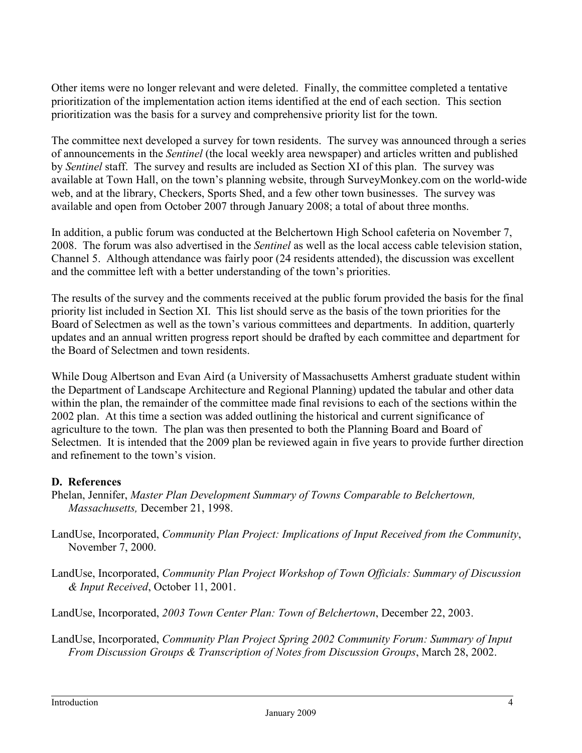Other items were no longer relevant and were deleted. Finally, the committee completed a tentative prioritization of the implementation action items identified at the end of each section. This section prioritization was the basis for a survey and comprehensive priority list for the town.

The committee next developed a survey for town residents. The survey was announced through a series of announcements in the *Sentinel* (the local weekly area newspaper) and articles written and published by *Sentinel* staff. The survey and results are included as Section XI of this plan. The survey was available at Town Hall, on the town's planning website, through SurveyMonkey.com on the world-wide web, and at the library, Checkers, Sports Shed, and a few other town businesses. The survey was available and open from October 2007 through January 2008; a total of about three months.

In addition, a public forum was conducted at the Belchertown High School cafeteria on November 7, 2008. The forum was also advertised in the *Sentinel* as well as the local access cable television station, Channel 5. Although attendance was fairly poor (24 residents attended), the discussion was excellent and the committee left with a better understanding of the town's priorities.

The results of the survey and the comments received at the public forum provided the basis for the final priority list included in Section XI. This list should serve as the basis of the town priorities for the Board of Selectmen as well as the town's various committees and departments. In addition, quarterly updates and an annual written progress report should be drafted by each committee and department for the Board of Selectmen and town residents.

While Doug Albertson and Evan Aird (a University of Massachusetts Amherst graduate student within the Department of Landscape Architecture and Regional Planning) updated the tabular and other data within the plan, the remainder of the committee made final revisions to each of the sections within the 2002 plan. At this time a section was added outlining the historical and current significance of agriculture to the town. The plan was then presented to both the Planning Board and Board of Selectmen. It is intended that the 2009 plan be reviewed again in five years to provide further direction and refinement to the town's vision.

## D. References

Phelan, Jennifer, *Master Plan Development Summary of Towns Comparable to Belchertown, Massachusetts,* December 21, 1998.

LandUse, Incorporated, *Community Plan Project: Implications of Input Received from the Community*, November 7, 2000.

LandUse, Incorporated, *Community Plan Project Workshop of Town Officials: Summary of Discussion & Input Received*, October 11, 2001.

LandUse, Incorporated, *2003 Town Center Plan: Town of Belchertown*, December 22, 2003.

LandUse, Incorporated, *Community Plan Project Spring 2002 Community Forum: Summary of Input From Discussion Groups & Transcription of Notes from Discussion Groups*, March 28, 2002.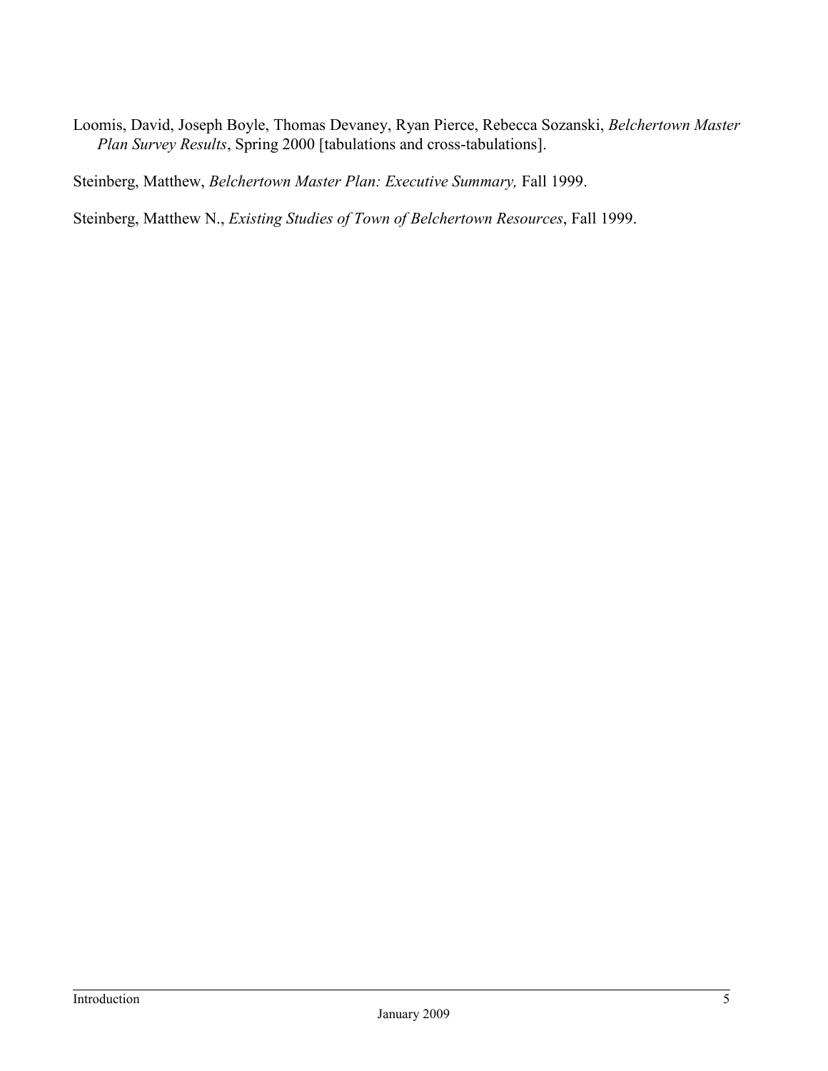Loomis, David, Joseph Boyle, Thomas Devaney, Ryan Pierce, Rebecca Sozanski, *Belchertown Master Plan Survey Results*, Spring 2000 [tabulations and cross-tabulations].

Steinberg, Matthew, *Belchertown Master Plan: Executive Summary,* Fall 1999.

Steinberg, Matthew N., *Existing Studies of Town of Belchertown Resources*, Fall 1999.